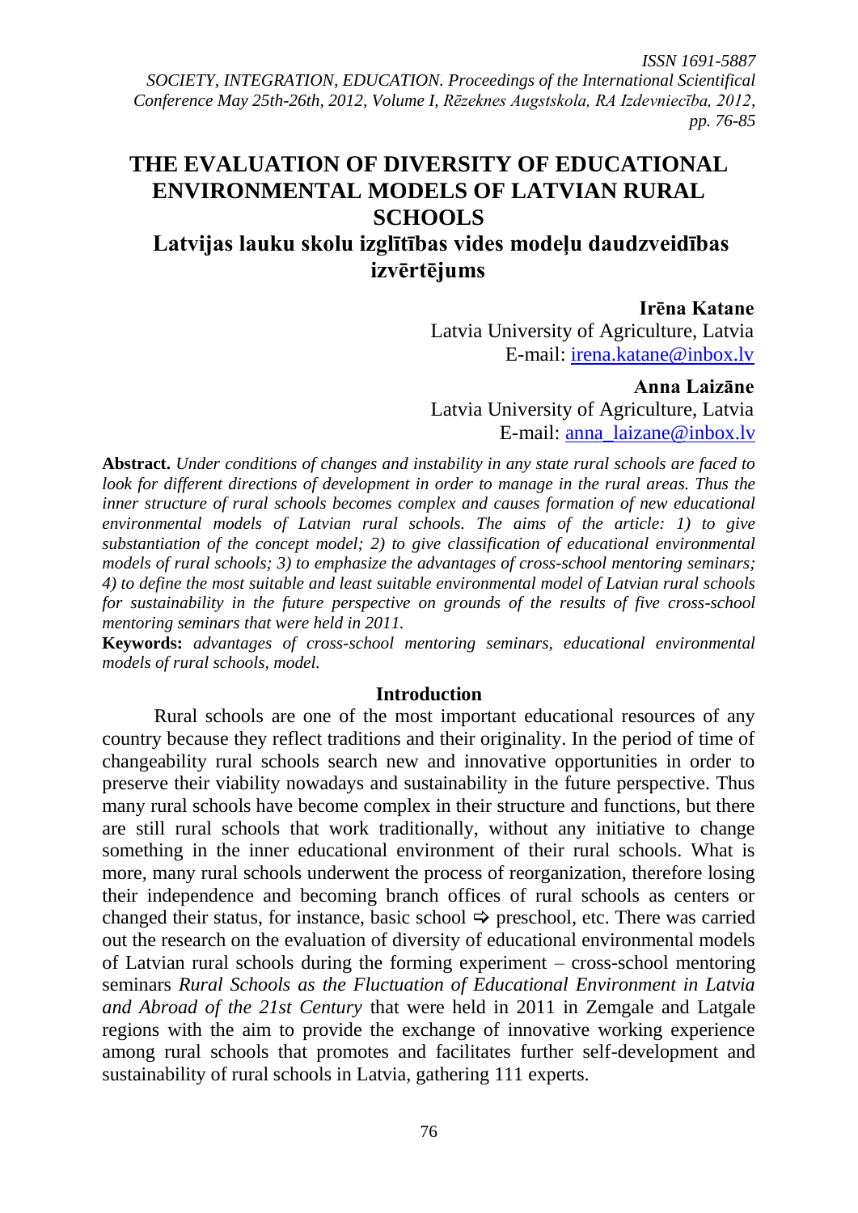# THE EVALUATION OF DIVERSITY OF EDUCATIONAL ENVIRONMENTAL MODELS OF LATVIAN RURAL SCHOOLS

## Latvijas lauku skolu izglītības vides modeļu daudzveidības izvērtējums

**Irēna Katane**
Latvia University of Agriculture, Latvia
E-mail: irena.katane@inbox.lv

**Anna Laizāne**
Latvia University of Agriculture, Latvia
E-mail: anna_laizane@inbox.lv

**Abstract.** *Under conditions of changes and instability in any state rural schools are faced to look for different directions of development in order to manage in the rural areas. Thus the inner structure of rural schools becomes complex and causes formation of new educational environmental models of Latvian rural schools. The aims of the article: 1) to give substantiation of the concept model; 2) to give classification of educational environmental models of rural schools; 3) to emphasize the advantages of cross-school mentoring seminars; 4) to define the most suitable and least suitable environmental model of Latvian rural schools for sustainability in the future perspective on grounds of the results of five cross-school mentoring seminars that were held in 2011.*

**Keywords:** *advantages of cross-school mentoring seminars, educational environmental models of rural schools, model.*

## Introduction

Rural schools are one of the most important educational resources of any country because they reflect traditions and their originality. In the period of time of changeability rural schools search new and innovative opportunities in order to preserve their viability nowadays and sustainability in the future perspective. Thus many rural schools have become complex in their structure and functions, but there are still rural schools that work traditionally, without any initiative to change something in the inner educational environment of their rural schools. What is more, many rural schools underwent the process of reorganization, therefore losing their independence and becoming branch offices of rural schools as centers or changed their status, for instance, basic school ⇨ preschool, etc. There was carried out the research on the evaluation of diversity of educational environmental models of Latvian rural schools during the forming experiment – cross-school mentoring seminars *Rural Schools as the Fluctuation of Educational Environment in Latvia and Abroad of the 21st Century* that were held in 2011 in Zemgale and Latgale regions with the aim to provide the exchange of innovative working experience among rural schools that promotes and facilitates further self-development and sustainability of rural schools in Latvia, gathering 111 experts.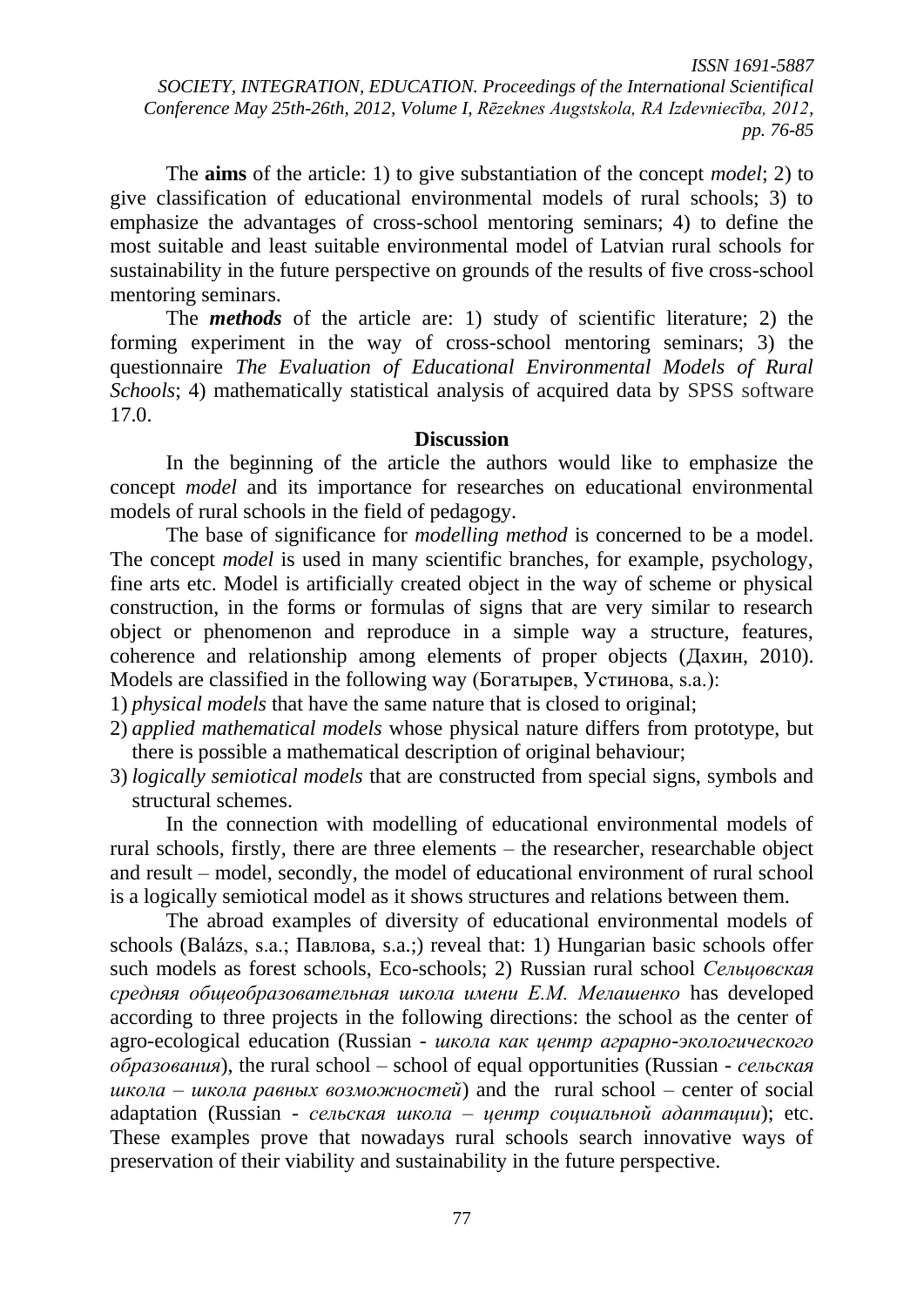The **aims** of the article: 1) to give substantiation of the concept *model*; 2) to give classification of educational environmental models of rural schools; 3) to emphasize the advantages of cross-school mentoring seminars; 4) to define the most suitable and least suitable environmental model of Latvian rural schools for sustainability in the future perspective on grounds of the results of five cross-school mentoring seminars.

The ***methods*** of the article are: 1) study of scientific literature; 2) the forming experiment in the way of cross-school mentoring seminars; 3) the questionnaire *The Evaluation of Educational Environmental Models of Rural Schools*; 4) mathematically statistical analysis of acquired data by SPSS software 17.0.

## Discussion

In the beginning of the article the authors would like to emphasize the concept *model* and its importance for researches on educational environmental models of rural schools in the field of pedagogy.

The base of significance for *modelling method* is concerned to be a model. The concept *model* is used in many scientific branches, for example, psychology, fine arts etc. Model is artificially created object in the way of scheme or physical construction, in the forms or formulas of signs that are very similar to research object or phenomenon and reproduce in a simple way a structure, features, coherence and relationship among elements of proper objects (Дахин, 2010). Models are classified in the following way (Богатырев, Устинова, s.a.):

1) *physical models* that have the same nature that is closed to original;
2) *applied mathematical models* whose physical nature differs from prototype, but there is possible a mathematical description of original behaviour;
3) *logically semiotical models* that are constructed from special signs, symbols and structural schemes.

In the connection with modelling of educational environmental models of rural schools, firstly, there are three elements – the researcher, researchable object and result – model, secondly, the model of educational environment of rural school is a logically semiotical model as it shows structures and relations between them.

The abroad examples of diversity of educational environmental models of schools (Balázs, s.a.; Павлова, s.a.;) reveal that: 1) Hungarian basic schools offer such models as forest schools, Eco-schools; 2) Russian rural school *Сельцовская средняя общеобразовательная школа имени Е.М. Мелашенко* has developed according to three projects in the following directions: the school as the center of agro-ecological education (Russian - *школа как центр аграрно-экологического образования*), the rural school – school of equal opportunities (Russian - *сельская школа – школа равных возможностей*) and the rural school – center of social adaptation (Russian - *сельская школа – центр социальной адаптации*); etc. These examples prove that nowadays rural schools search innovative ways of preservation of their viability and sustainability in the future perspective.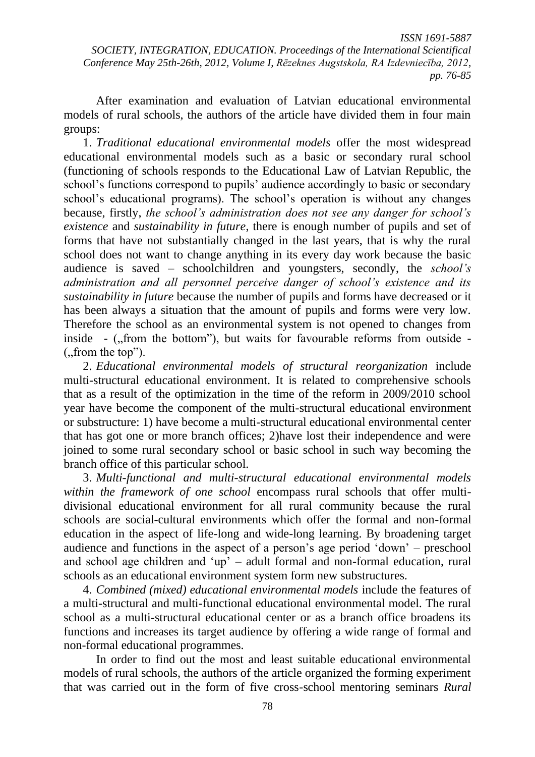After examination and evaluation of Latvian educational environmental models of rural schools, the authors of the article have divided them in four main groups:

1. *Traditional educational environmental models* offer the most widespread educational environmental models such as a basic or secondary rural school (functioning of schools responds to the Educational Law of Latvian Republic, the school's functions correspond to pupils' audience accordingly to basic or secondary school's educational programs). The school's operation is without any changes because, firstly, *the school's administration does not see any danger for school's existence* and *sustainability in future*, there is enough number of pupils and set of forms that have not substantially changed in the last years, that is why the rural school does not want to change anything in its every day work because the basic audience is saved – schoolchildren and youngsters, secondly, the *school's administration and all personnel perceive danger of school's existence and its sustainability in future* because the number of pupils and forms have decreased or it has been always a situation that the amount of pupils and forms were very low. Therefore the school as an environmental system is not opened to changes from inside - („from the bottom"), but waits for favourable reforms from outside - („from the top").

2. *Educational environmental models of structural reorganization* include multi-structural educational environment. It is related to comprehensive schools that as a result of the optimization in the time of the reform in 2009/2010 school year have become the component of the multi-structural educational environment or substructure: 1) have become a multi-structural educational environmental center that has got one or more branch offices; 2)have lost their independence and were joined to some rural secondary school or basic school in such way becoming the branch office of this particular school.

3. *Multi-functional and multi-structural educational environmental models within the framework of one school* encompass rural schools that offer multi-divisional educational environment for all rural community because the rural schools are social-cultural environments which offer the formal and non-formal education in the aspect of life-long and wide-long learning. By broadening target audience and functions in the aspect of a person's age period 'down' – preschool and school age children and 'up' – adult formal and non-formal education, rural schools as an educational environment system form new substructures.

4. *Combined (mixed) educational environmental models* include the features of a multi-structural and multi-functional educational environmental model. The rural school as a multi-structural educational center or as a branch office broadens its functions and increases its target audience by offering a wide range of formal and non-formal educational programmes.

In order to find out the most and least suitable educational environmental models of rural schools, the authors of the article organized the forming experiment that was carried out in the form of five cross-school mentoring seminars *Rural*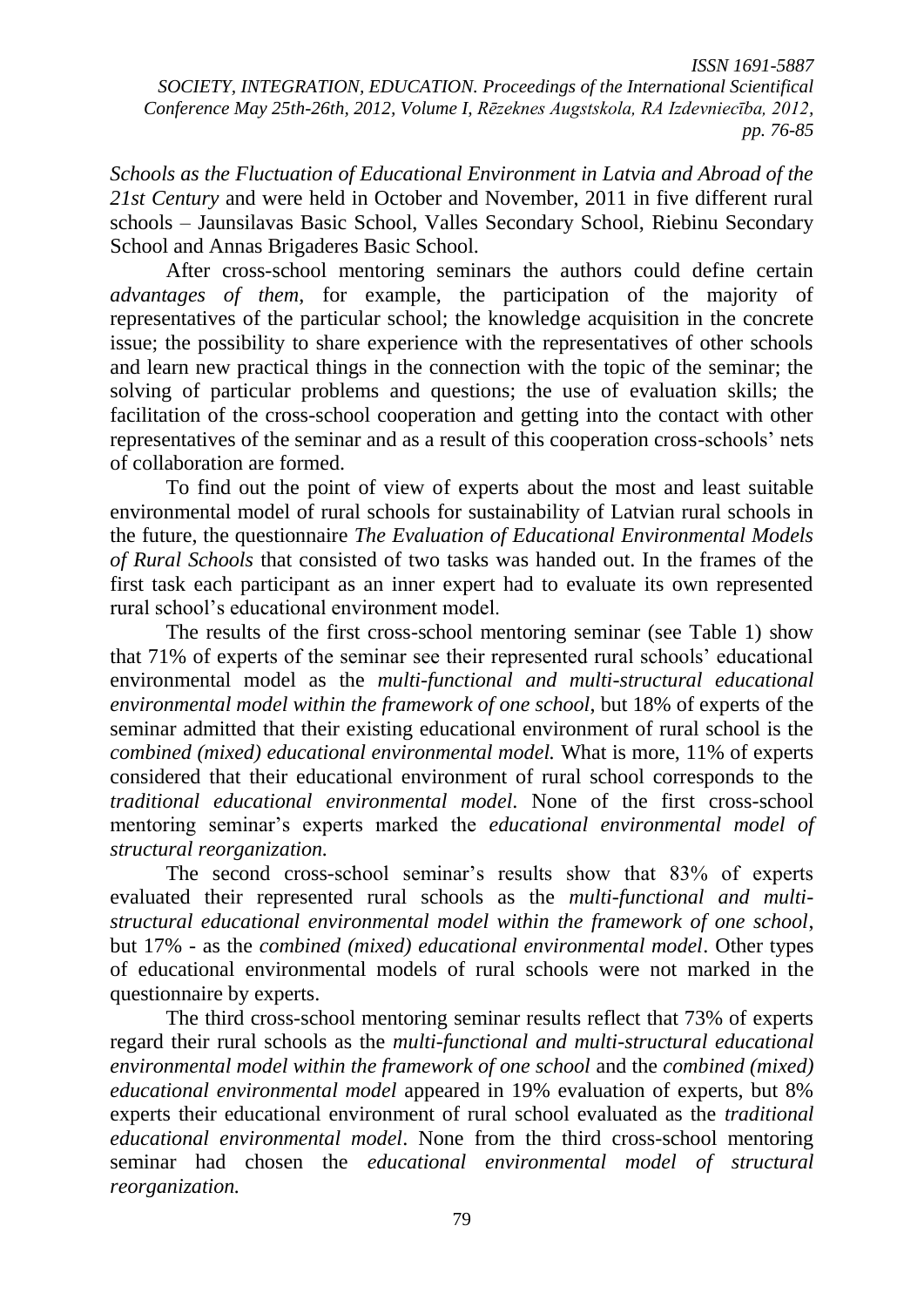*Schools as the Fluctuation of Educational Environment in Latvia and Abroad of the 21st Century* and were held in October and November, 2011 in five different rural schools – Jaunsilavas Basic School, Valles Secondary School, Riebinu Secondary School and Annas Brigaderes Basic School.

After cross-school mentoring seminars the authors could define certain *advantages of them*, for example, the participation of the majority of representatives of the particular school; the knowledge acquisition in the concrete issue; the possibility to share experience with the representatives of other schools and learn new practical things in the connection with the topic of the seminar; the solving of particular problems and questions; the use of evaluation skills; the facilitation of the cross-school cooperation and getting into the contact with other representatives of the seminar and as a result of this cooperation cross-schools' nets of collaboration are formed.

To find out the point of view of experts about the most and least suitable environmental model of rural schools for sustainability of Latvian rural schools in the future, the questionnaire *The Evaluation of Educational Environmental Models of Rural Schools* that consisted of two tasks was handed out. In the frames of the first task each participant as an inner expert had to evaluate its own represented rural school's educational environment model.

The results of the first cross-school mentoring seminar (see Table 1) show that 71% of experts of the seminar see their represented rural schools' educational environmental model as the *multi-functional and multi-structural educational environmental model within the framework of one school*, but 18% of experts of the seminar admitted that their existing educational environment of rural school is the *combined (mixed) educational environmental model.* What is more, 11% of experts considered that their educational environment of rural school corresponds to the *traditional educational environmental model*. None of the first cross-school mentoring seminar's experts marked the *educational environmental model of structural reorganization.*

The second cross-school seminar's results show that 83% of experts evaluated their represented rural schools as the *multi-functional and multi-structural educational environmental model within the framework of one school*, but 17% - as the *combined (mixed) educational environmental model*. Other types of educational environmental models of rural schools were not marked in the questionnaire by experts.

The third cross-school mentoring seminar results reflect that 73% of experts regard their rural schools as the *multi-functional and multi-structural educational environmental model within the framework of one school* and the *combined (mixed) educational environmental model* appeared in 19% evaluation of experts, but 8% experts their educational environment of rural school evaluated as the *traditional educational environmental model*. None from the third cross-school mentoring seminar had chosen the *educational environmental model of structural reorganization.*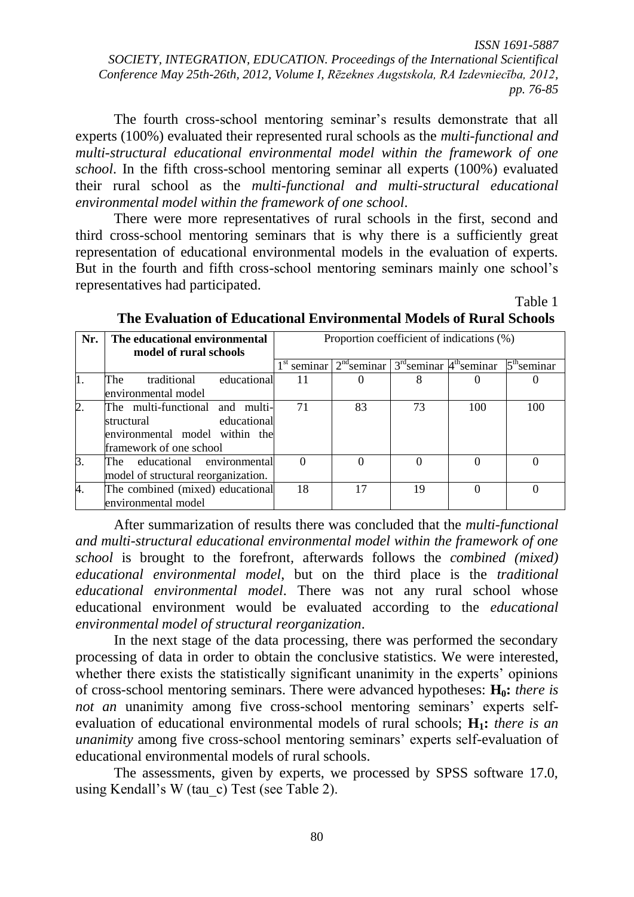The fourth cross-school mentoring seminar's results demonstrate that all experts (100%) evaluated their represented rural schools as the *multi-functional and multi-structural educational environmental model within the framework of one school*. In the fifth cross-school mentoring seminar all experts (100%) evaluated their rural school as the *multi-functional and multi-structural educational environmental model within the framework of one school*.

There were more representatives of rural schools in the first, second and third cross-school mentoring seminars that is why there is a sufficiently great representation of educational environmental models in the evaluation of experts. But in the fourth and fifth cross-school mentoring seminars mainly one school's representatives had participated.

Table 1

**The Evaluation of Educational Environmental Models of Rural Schools**

| Nr. | The educational environmental model of rural schools | Proportion coefficient of indications (%) | | | | |
|---|---|---|---|---|---|---|
| | | 1st seminar | 2nd seminar | 3rd seminar | 4th seminar | 5th seminar |
| 1. | The traditional educational environmental model | 11 | 0 | 8 | 0 | 0 |
| 2. | The multi-functional and multi-structural educational environmental model within the framework of one school | 71 | 83 | 73 | 100 | 100 |
| 3. | The educational environmental model of structural reorganization. | 0 | 0 | 0 | 0 | 0 |
| 4. | The combined (mixed) educational environmental model | 18 | 17 | 19 | 0 | 0 |

After summarization of results there was concluded that the *multi-functional and multi-structural educational environmental model within the framework of one school* is brought to the forefront, afterwards follows the *combined (mixed) educational environmental model*, but on the third place is the *traditional educational environmental model*. There was not any rural school whose educational environment would be evaluated according to the *educational environmental model of structural reorganization*.

In the next stage of the data processing, there was performed the secondary processing of data in order to obtain the conclusive statistics. We were interested, whether there exists the statistically significant unanimity in the experts' opinions of cross-school mentoring seminars. There were advanced hypotheses: $\mathbf{H_0}$: *there is not an* unanimity among five cross-school mentoring seminars' experts self-evaluation of educational environmental models of rural schools; $\mathbf{H_1}$: *there is an unanimity* among five cross-school mentoring seminars' experts self-evaluation of educational environmental models of rural schools.

The assessments, given by experts, we processed by SPSS software 17.0, using Kendall's W (tau_c) Test (see Table 2).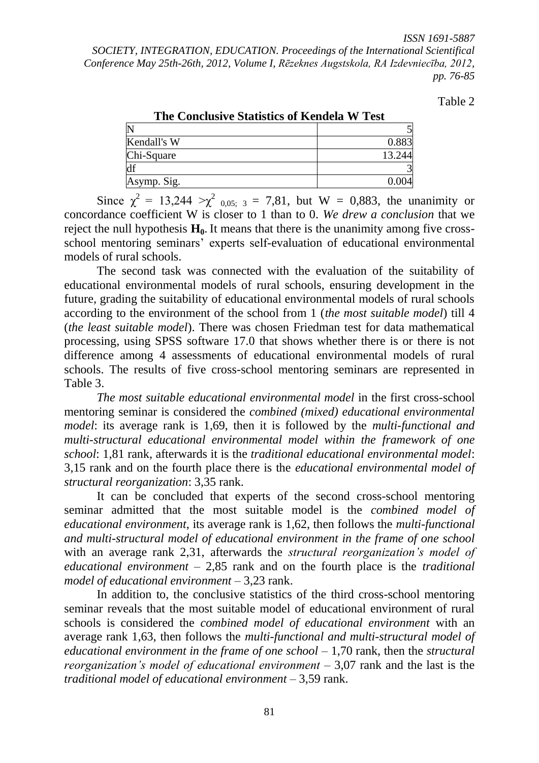Table 2

**The Conclusive Statistics of Kendela W Test**

| | |
|---|---:|
| N | 5 |
| Kendall's W | 0.883 |
| Chi-Square | 13.244 |
| df | 3 |
| Asymp. Sig. | 0.004 |

Since $\chi^2 = 13{,}244 > \chi^2_{0,05;\ 3} = 7{,}81$, but W = 0,883, the unanimity or concordance coefficient W is closer to 1 than to 0. *We drew a conclusion* that we reject the null hypothesis $\mathbf{H_0}$. It means that there is the unanimity among five cross-school mentoring seminars' experts self-evaluation of educational environmental models of rural schools.

The second task was connected with the evaluation of the suitability of educational environmental models of rural schools, ensuring development in the future, grading the suitability of educational environmental models of rural schools according to the environment of the school from 1 (*the most suitable model*) till 4 (*the least suitable model*). There was chosen Friedman test for data mathematical processing, using SPSS software 17.0 that shows whether there is or there is not difference among 4 assessments of educational environmental models of rural schools. The results of five cross-school mentoring seminars are represented in Table 3.

*The most suitable educational environmental model* in the first cross-school mentoring seminar is considered the *combined (mixed) educational environmental model*: its average rank is 1,69, then it is followed by the *multi-functional and multi-structural educational environmental model within the framework of one school*: 1,81 rank, afterwards it is the *traditional educational environmental model*: 3,15 rank and on the fourth place there is the *educational environmental model of structural reorganization*: 3,35 rank.

It can be concluded that experts of the second cross-school mentoring seminar admitted that the most suitable model is the *combined model of educational environment*, its average rank is 1,62, then follows the *multi-functional and multi-structural model of educational environment in the frame of one school* with an average rank 2,31, afterwards the *structural reorganization's model of educational environment* – 2,85 rank and on the fourth place is the *traditional model of educational environment* – 3,23 rank.

In addition to, the conclusive statistics of the third cross-school mentoring seminar reveals that the most suitable model of educational environment of rural schools is considered the *combined model of educational environment* with an average rank 1,63, then follows the *multi-functional and multi-structural model of educational environment in the frame of one school* – 1,70 rank, then the *structural reorganization's model of educational environment* – 3,07 rank and the last is the *traditional model of educational environment* – 3,59 rank.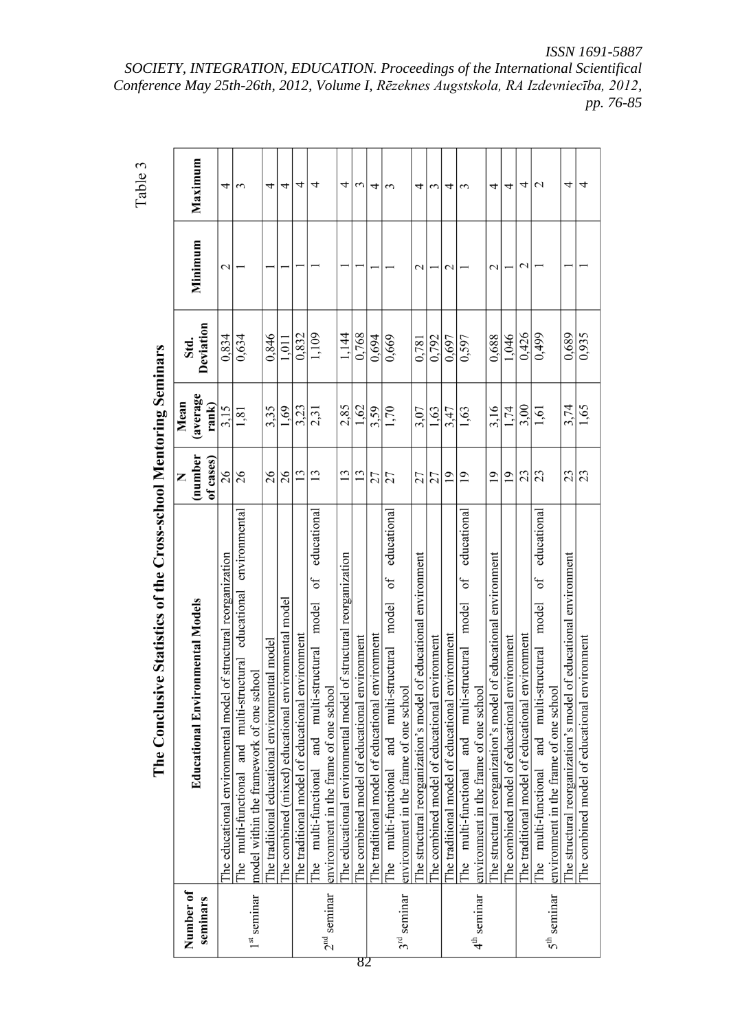Table 3

**The Conclusive Statistics of the Cross-school Mentoring Seminars**

| Number of seminars | Educational Environmental Models | N (number of cases) | Mean (average rank) | Std. Deviation | Minimum | Maximum |
|---|---|---|---|---|---|---|
| 1st seminar | The educational environmental model of structural reorganization | 26 | 3,15 | 0,834 | 2 | 4 |
| | The multi-functional and multi-structural educational environmental model within the framework of one school | 26 | 1,81 | 0,634 | 1 | 3 |
| | The traditional educational environmental model | 26 | 3,35 | 0,846 | 1 | 4 |
| | The combined (mixed) educational environmental model | 26 | 1,69 | 1,011 | 1 | 4 |
| 2nd seminar | The traditional model of educational environment | 13 | 3,23 | 0,832 | 1 | 4 |
| | The multi-functional and multi-structural model of educational environment in the frame of one school | 13 | 2,31 | 1,109 | 1 | 4 |
| | The educational environmental model of structural reorganization | 13 | 2,85 | 1,144 | 1 | 4 |
| | The combined model of educational environment | 13 | 1,62 | 0,768 | 1 | 3 |
| 3rd seminar | The traditional model of educational environment | 27 | 3,59 | 0,694 | 1 | 4 |
| | The multi-functional and multi-structural model of educational environment in the frame of one school | 27 | 1,70 | 0,669 | 1 | 3 |
| | The structural reorganization's model of educational environment | 27 | 3,07 | 0,781 | 2 | 4 |
| | The combined model of educational environment | 27 | 1,63 | 0,792 | 1 | 3 |
| 4th seminar | The traditional model of educational environment | 19 | 3,47 | 0,697 | 2 | 4 |
| | The multi-functional and multi-structural model of educational environment in the frame of one school | 19 | 1,63 | 0,597 | 1 | 3 |
| | The structural reorganization's model of educational environment | 19 | 3,16 | 0,688 | 2 | 4 |
| | The combined model of educational environment | 19 | 1,74 | 1,046 | 1 | 4 |
| 5th seminar | The traditional model of educational environment | 23 | 3,00 | 0,426 | 2 | 4 |
| | The multi-functional and multi-structural model of educational environment in the frame of one school | 23 | 1,61 | 0,499 | 1 | 2 |
| | The structural reorganization's model of educational environment | 23 | 3,74 | 0,689 | 1 | 4 |
| | The combined model of educational environment | 23 | 1,65 | 0,935 | 1 | 4 |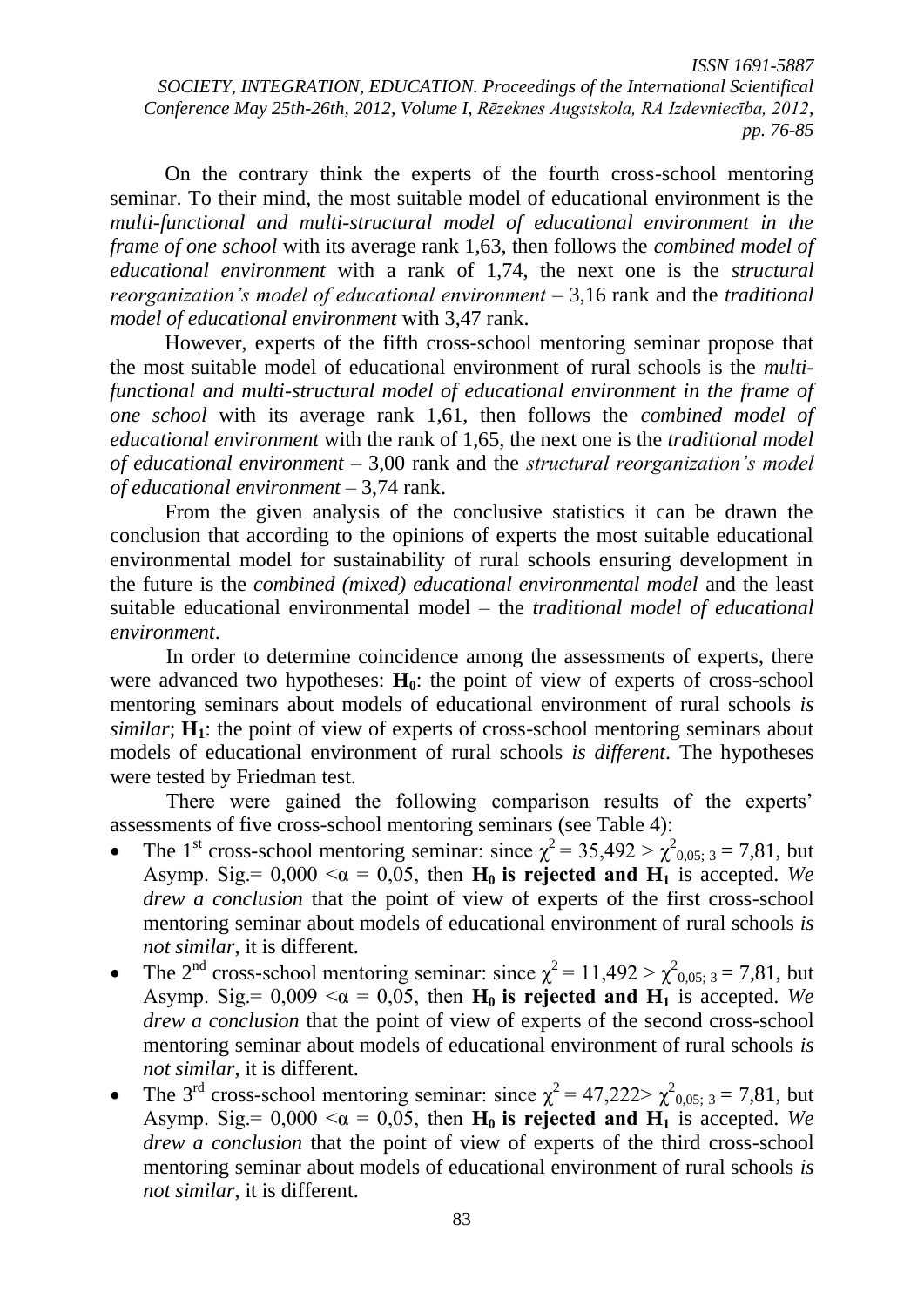On the contrary think the experts of the fourth cross-school mentoring seminar. To their mind, the most suitable model of educational environment is the *multi-functional and multi-structural model of educational environment in the frame of one school* with its average rank 1,63, then follows the *combined model of educational environment* with a rank of 1,74, the next one is the *structural reorganization's model of educational environment* – 3,16 rank and the *traditional model of educational environment* with 3,47 rank.

However, experts of the fifth cross-school mentoring seminar propose that the most suitable model of educational environment of rural schools is the *multi-functional and multi-structural model of educational environment in the frame of one school* with its average rank 1,61, then follows the *combined model of educational environment* with the rank of 1,65, the next one is the *traditional model of educational environment* – 3,00 rank and the *structural reorganization's model of educational environment* – 3,74 rank.

From the given analysis of the conclusive statistics it can be drawn the conclusion that according to the opinions of experts the most suitable educational environmental model for sustainability of rural schools ensuring development in the future is the *combined (mixed) educational environmental model* and the least suitable educational environmental model – the *traditional model of educational environment*.

In order to determine coincidence among the assessments of experts, there were advanced two hypotheses: $\mathbf{H_0}$: the point of view of experts of cross-school mentoring seminars about models of educational environment of rural schools *is similar*; $\mathbf{H_1}$: the point of view of experts of cross-school mentoring seminars about models of educational environment of rural schools *is different*. The hypotheses were tested by Friedman test.

There were gained the following comparison results of the experts' assessments of five cross-school mentoring seminars (see Table 4):

- The 1st cross-school mentoring seminar: since $\chi^2 = 35{,}492 > \chi^2_{0{,}05;\,3} = 7{,}81$, but Asymp. Sig.= $0{,}000 < \alpha = 0{,}05$, then **$H_0$ is rejected and $H_1$** is accepted. *We drew a conclusion* that the point of view of experts of the first cross-school mentoring seminar about models of educational environment of rural schools *is not similar*, it is different.
- The 2nd cross-school mentoring seminar: since $\chi^2 = 11{,}492 > \chi^2_{0{,}05;\,3} = 7{,}81$, but Asymp. Sig.= $0{,}009 < \alpha = 0{,}05$, then **$H_0$ is rejected and $H_1$** is accepted. *We drew a conclusion* that the point of view of experts of the second cross-school mentoring seminar about models of educational environment of rural schools *is not similar*, it is different.
- The 3rd cross-school mentoring seminar: since $\chi^2 = 47{,}222 > \chi^2_{0{,}05;\,3} = 7{,}81$, but Asymp. Sig.= $0{,}000 < \alpha = 0{,}05$, then **$H_0$ is rejected and $H_1$** is accepted. *We drew a conclusion* that the point of view of experts of the third cross-school mentoring seminar about models of educational environment of rural schools *is not similar*, it is different.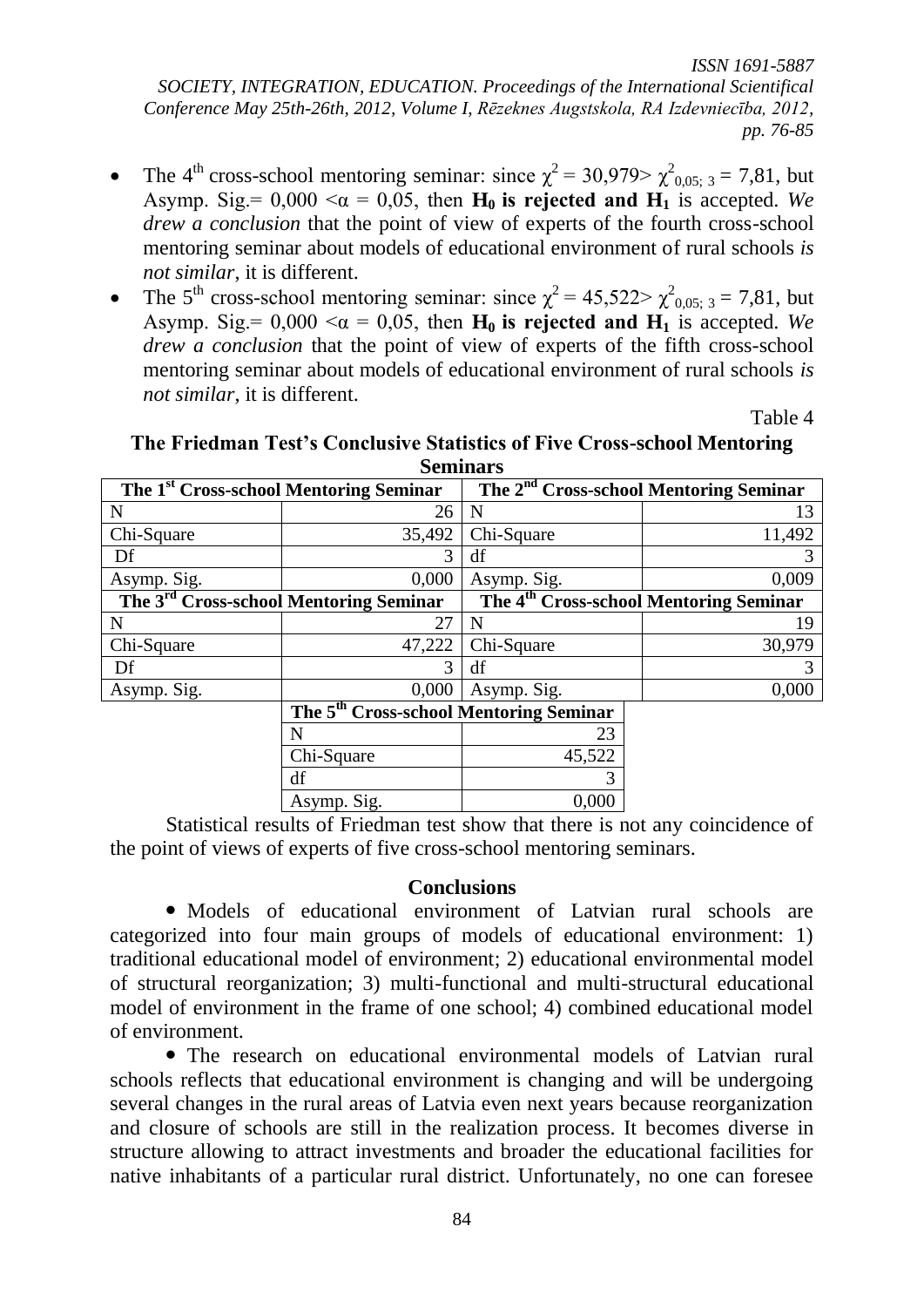- The 4[th] cross-school mentoring seminar: since $\chi^2 = 30{,}979 > \chi^2_{0{,}05;\,3} = 7{,}81$, but Asymp. Sig.= $0{,}000 < \alpha = 0{,}05$, then **$H_0$ is rejected and $H_1$** is accepted. *We drew a conclusion* that the point of view of experts of the fourth cross-school mentoring seminar about models of educational environment of rural schools *is not similar*, it is different.
- The 5[th] cross-school mentoring seminar: since $\chi^2 = 45{,}522 > \chi^2_{0{,}05;\,3} = 7{,}81$, but Asymp. Sig.= $0{,}000 < \alpha = 0{,}05$, then **$H_0$ is rejected and $H_1$** is accepted. *We drew a conclusion* that the point of view of experts of the fifth cross-school mentoring seminar about models of educational environment of rural schools *is not similar*, it is different.

Table 4

**The Friedman Test's Conclusive Statistics of Five Cross-school Mentoring Seminars**

| **The 1st Cross-school Mentoring Seminar** | | **The 2nd Cross-school Mentoring Seminar** | |
|---|---|---|---|
| N | 26 | N | 13 |
| Chi-Square | 35,492 | Chi-Square | 11,492 |
| Df | 3 | df | 3 |
| Asymp. Sig. | 0,000 | Asymp. Sig. | 0,009 |
| **The 3rd Cross-school Mentoring Seminar** | | **The 4th Cross-school Mentoring Seminar** | |
| N | 27 | N | 19 |
| Chi-Square | 47,222 | Chi-Square | 30,979 |
| Df | 3 | df | 3 |
| Asymp. Sig. | 0,000 | Asymp. Sig. | 0,000 |

| **The 5th Cross-school Mentoring Seminar** | |
|---|---|
| N | 23 |
| Chi-Square | 45,522 |
| df | 3 |
| Asymp. Sig. | 0,000 |

Statistical results of Friedman test show that there is not any coincidence of the point of views of experts of five cross-school mentoring seminars.

## Conclusions

- Models of educational environment of Latvian rural schools are categorized into four main groups of models of educational environment: 1) traditional educational model of environment; 2) educational environmental model of structural reorganization; 3) multi-functional and multi-structural educational model of environment in the frame of one school; 4) combined educational model of environment.
- The research on educational environmental models of Latvian rural schools reflects that educational environment is changing and will be undergoing several changes in the rural areas of Latvia even next years because reorganization and closure of schools are still in the realization process. It becomes diverse in structure allowing to attract investments and broader the educational facilities for native inhabitants of a particular rural district. Unfortunately, no one can foresee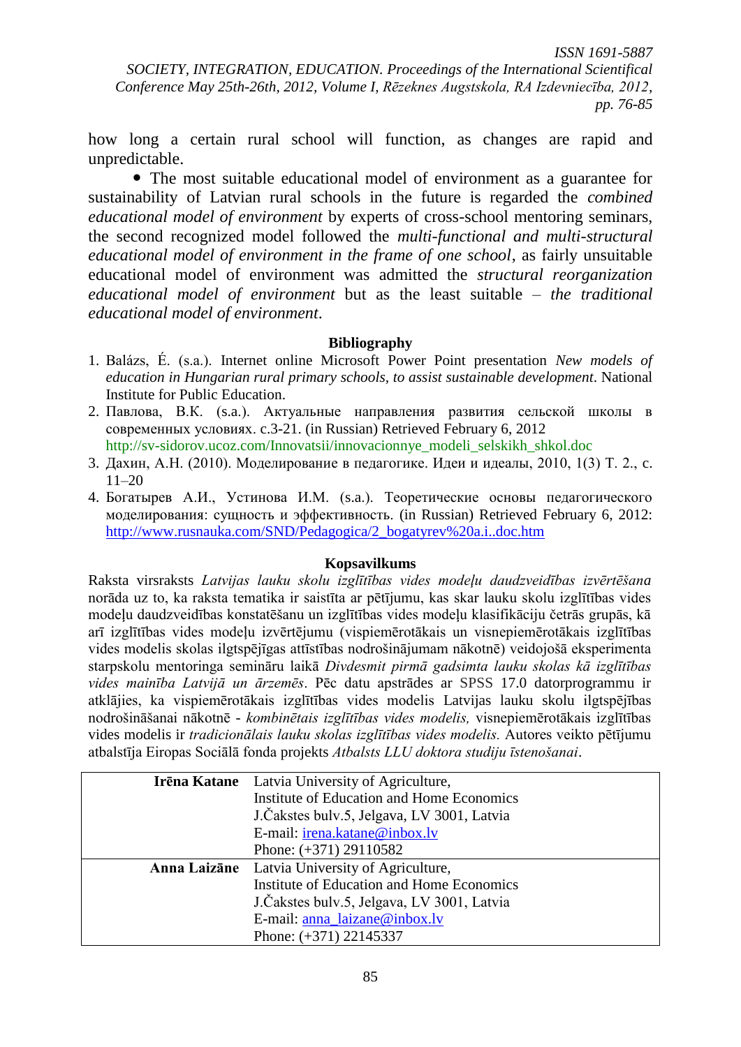how long a certain rural school will function, as changes are rapid and unpredictable.

- The most suitable educational model of environment as a guarantee for sustainability of Latvian rural schools in the future is regarded the *combined educational model of environment* by experts of cross-school mentoring seminars, the second recognized model followed the *multi-functional and multi-structural educational model of environment in the frame of one school*, as fairly unsuitable educational model of environment was admitted the *structural reorganization educational model of environment* but as the least suitable – *the traditional educational model of environment*.

## Bibliography

1. Balázs, É. (s.a.). Internet online Microsoft Power Point presentation *New models of education in Hungarian rural primary schools, to assist sustainable development*. National Institute for Public Education.
2. Павлова, В.К. (s.a.). Актуальные направления развития сельской школы в современных условиях. с.3-21. (in Russian) Retrieved February 6, 2012 http://sv-sidorov.ucoz.com/Innovatsii/innovacionnye_modeli_selskikh_shkol.doc
3. Дахин, А.Н. (2010). Моделирование в педагогике. Идеи и идеалы, 2010, 1(3) Т. 2., с. 11–20
4. Богатырев А.И., Устинова И.М. (s.a.). Теоретические основы педагогического моделирования: сущность и эффективность. (in Russian) Retrieved February 6, 2012: http://www.rusnauka.com/SND/Pedagogica/2_bogatyrev%20a.i..doc.htm

## Kopsavilkums

Raksta virsraksts *Latvijas lauku skolu izglītības vides modeļu daudzveidības izvērtēšana* norāda uz to, ka raksta tematika ir saistīta ar pētījumu, kas skar lauku skolu izglītības vides modeļu daudzveidības konstatēšanu un izglītības vides modeļu klasifikāciju četrās grupās, kā arī izglītības vides modeļu izvērtējumu (vispiemērotākais un visnepiemērotākais izglītības vides modelis skolas ilgtspējīgas attīstības nodrošinājumam nākotnē) veidojošā eksperimenta starpskolu mentoringa semināru laikā *Divdesmit pirmā gadsimta lauku skolas kā izglītības vides mainība Latvijā un ārzemēs*. Pēc datu apstrādes ar SPSS 17.0 datorprogrammu ir atklājies, ka vispiemērotākais izglītības vides modelis Latvijas lauku skolu ilgtspējības nodrošināšanai nākotnē - *kombinētais izglītības vides modelis,* visnepiemērotākais izglītības vides modelis ir *tradicionālais lauku skolas izglītības vides modelis.* Autores veikto pētījumu atbalstīja Eiropas Sociālā fonda projekts *Atbalsts LLU doktora studiju īstenošanai*.

| | |
|---|---|
| **Irēna Katane** | Latvia University of Agriculture,<br>Institute of Education and Home Economics<br>J.Čakstes bulv.5, Jelgava, LV 3001, Latvia<br>E-mail: irena.katane@inbox.lv<br>Phone: (+371) 29110582 |
| **Anna Laizāne** | Latvia University of Agriculture,<br>Institute of Education and Home Economics<br>J.Čakstes bulv.5, Jelgava, LV 3001, Latvia<br>E-mail: anna_laizane@inbox.lv<br>Phone: (+371) 22145337 |